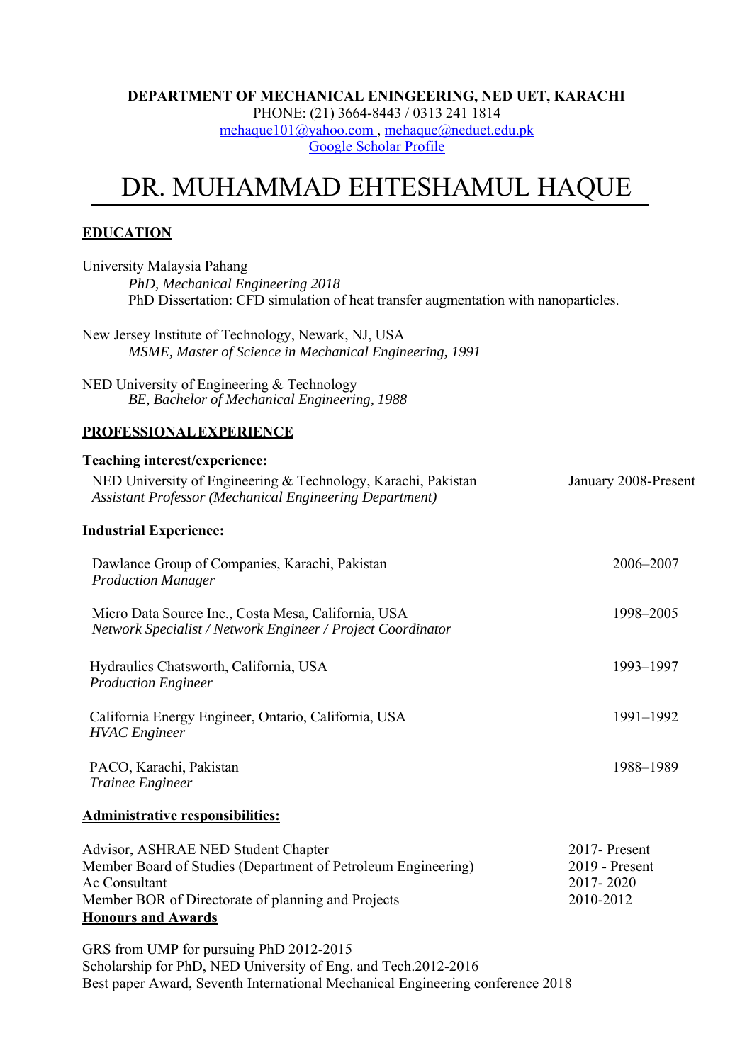**DEPARTMENT OF MECHANICAL ENINGEERING, NED UET, KARACHI**
PHONE: (21) 3664-8443 / 0313 241 1814
mehaque101@yahoo.com , mehaque@neduet.edu.pk
Google Scholar Profile

# DR. MUHAMMAD EHTESHAMUL HAQUE

## EDUCATION

University Malaysia Pahang
*PhD, Mechanical Engineering 2018*
PhD Dissertation: CFD simulation of heat transfer augmentation with nanoparticles.

New Jersey Institute of Technology, Newark, NJ, USA
*MSME, Master of Science in Mechanical Engineering, 1991*

NED University of Engineering & Technology
*BE, Bachelor of Mechanical Engineering, 1988*

## PROFESSIONAL EXPERIENCE

**Teaching interest/experience:**

NED University of Engineering & Technology, Karachi, Pakistan — January 2008-Present
*Assistant Professor (Mechanical Engineering Department)*

**Industrial Experience:**

Dawlance Group of Companies, Karachi, Pakistan — 2006–2007
*Production Manager*

Micro Data Source Inc., Costa Mesa, California, USA — 1998–2005
*Network Specialist / Network Engineer / Project Coordinator*

Hydraulics Chatsworth, California, USA — 1993–1997
*Production Engineer*

California Energy Engineer, Ontario, California, USA — 1991–1992
*HVAC Engineer*

PACO, Karachi, Pakistan — 1988–1989
*Trainee Engineer*

**Administrative responsibilities:**

| | |
|---|---|
| Advisor, ASHRAE NED Student Chapter | 2017- Present |
| Member Board of Studies (Department of Petroleum Engineering) | 2019 - Present |
| Ac Consultant | 2017- 2020 |
| Member BOR of Directorate of planning and Projects | 2010-2012 |

**Honours and Awards**

GRS from UMP for pursuing PhD 2012-2015
Scholarship for PhD, NED University of Eng. and Tech.2012-2016
Best paper Award, Seventh International Mechanical Engineering conference 2018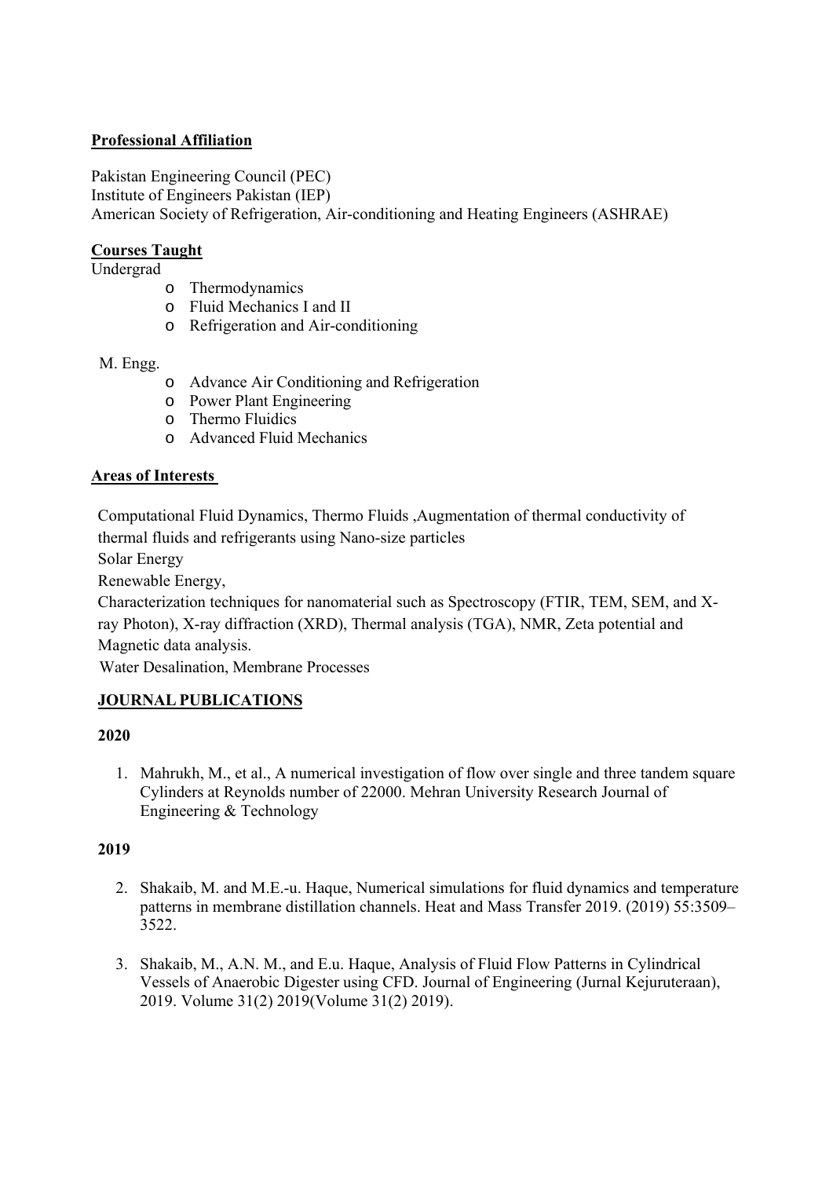## Professional Affiliation

Pakistan Engineering Council (PEC)
Institute of Engineers Pakistan (IEP)
American Society of Refrigeration, Air-conditioning and Heating Engineers (ASHRAE)

## Courses Taught

Undergrad

- Thermodynamics
- Fluid Mechanics I and II
- Refrigeration and Air-conditioning

M. Engg.

- Advance Air Conditioning and Refrigeration
- Power Plant Engineering
- Thermo Fluidics
- Advanced Fluid Mechanics

## Areas of Interests

Computational Fluid Dynamics, Thermo Fluids ,Augmentation of thermal conductivity of thermal fluids and refrigerants using Nano-size particles

Solar Energy

Renewable Energy,

Characterization techniques for nanomaterial such as Spectroscopy (FTIR, TEM, SEM, and X-ray Photon), X-ray diffraction (XRD), Thermal analysis (TGA), NMR, Zeta potential and Magnetic data analysis.

Water Desalination, Membrane Processes

## JOURNAL PUBLICATIONS

### 2020

1. Mahrukh, M., et al., A numerical investigation of flow over single and three tandem square Cylinders at Reynolds number of 22000. Mehran University Research Journal of Engineering & Technology

### 2019

2. Shakaib, M. and M.E.-u. Haque, Numerical simulations for fluid dynamics and temperature patterns in membrane distillation channels. Heat and Mass Transfer 2019. (2019) 55:3509–3522.

3. Shakaib, M., A.N. M., and E.u. Haque, Analysis of Fluid Flow Patterns in Cylindrical Vessels of Anaerobic Digester using CFD. Journal of Engineering (Jurnal Kejuruteraan), 2019. Volume 31(2) 2019(Volume 31(2) 2019).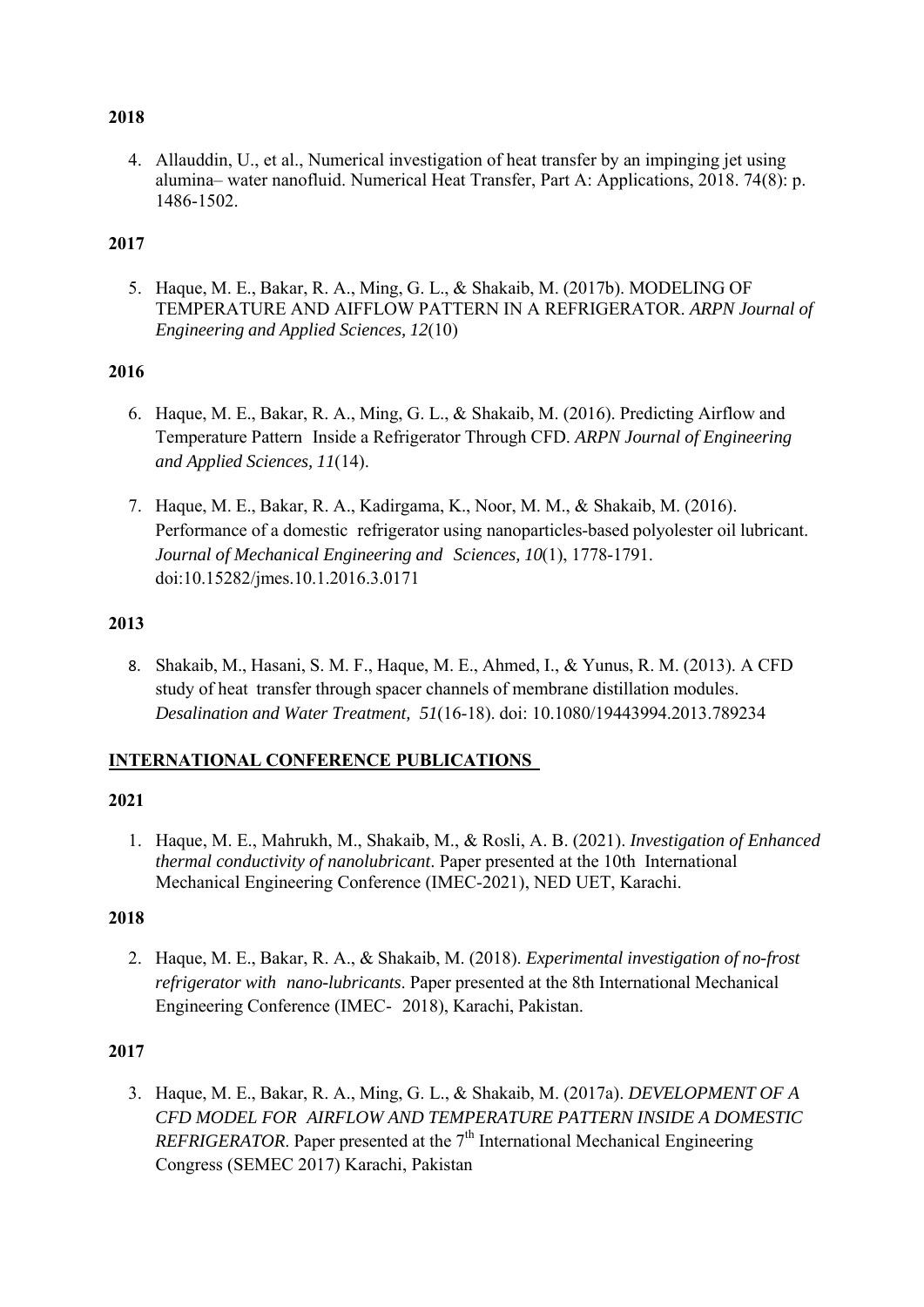**2018**

4. Allauddin, U., et al., Numerical investigation of heat transfer by an impinging jet using alumina– water nanofluid. Numerical Heat Transfer, Part A: Applications, 2018. 74(8): p. 1486-1502.

**2017**

5. Haque, M. E., Bakar, R. A., Ming, G. L., & Shakaib, M. (2017b). MODELING OF TEMPERATURE AND AIFFLOW PATTERN IN A REFRIGERATOR. *ARPN Journal of Engineering and Applied Sciences, 12*(10)

**2016**

6. Haque, M. E., Bakar, R. A., Ming, G. L., & Shakaib, M. (2016). Predicting Airflow and Temperature Pattern Inside a Refrigerator Through CFD. *ARPN Journal of Engineering and Applied Sciences, 11*(14).

7. Haque, M. E., Bakar, R. A., Kadirgama, K., Noor, M. M., & Shakaib, M. (2016). Performance of a domestic refrigerator using nanoparticles-based polyolester oil lubricant. *Journal of Mechanical Engineering and Sciences, 10*(1), 1778-1791. doi:10.15282/jmes.10.1.2016.3.0171

**2013**

8. Shakaib, M., Hasani, S. M. F., Haque, M. E., Ahmed, I., & Yunus, R. M. (2013). A CFD study of heat transfer through spacer channels of membrane distillation modules. *Desalination and Water Treatment, 51*(16-18). doi: 10.1080/19443994.2013.789234

**INTERNATIONAL CONFERENCE PUBLICATIONS**

**2021**

1. Haque, M. E., Mahrukh, M., Shakaib, M., & Rosli, A. B. (2021). *Investigation of Enhanced thermal conductivity of nanolubricant*. Paper presented at the 10th International Mechanical Engineering Conference (IMEC-2021), NED UET, Karachi.

**2018**

2. Haque, M. E., Bakar, R. A., & Shakaib, M. (2018). *Experimental investigation of no-frost refrigerator with nano-lubricants*. Paper presented at the 8th International Mechanical Engineering Conference (IMEC- 2018), Karachi, Pakistan.

**2017**

3. Haque, M. E., Bakar, R. A., Ming, G. L., & Shakaib, M. (2017a). *DEVELOPMENT OF A CFD MODEL FOR AIRFLOW AND TEMPERATURE PATTERN INSIDE A DOMESTIC REFRIGERATOR*. Paper presented at the 7th International Mechanical Engineering Congress (SEMEC 2017) Karachi, Pakistan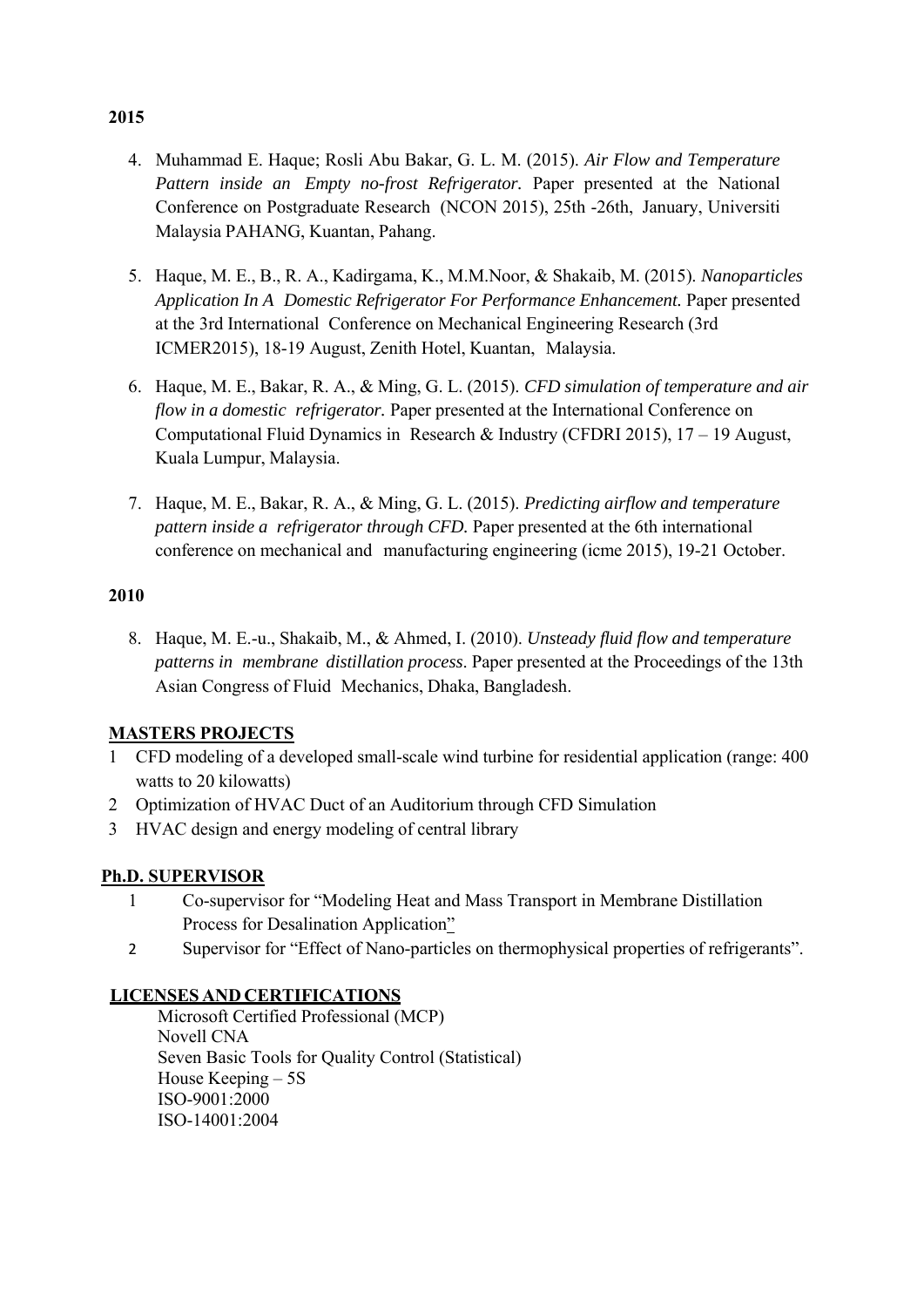**2015**

4. Muhammad E. Haque; Rosli Abu Bakar, G. L. M. (2015). *Air Flow and Temperature Pattern inside an Empty no-frost Refrigerator.* Paper presented at the National Conference on Postgraduate Research (NCON 2015), 25th -26th, January, Universiti Malaysia PAHANG, Kuantan, Pahang.

5. Haque, M. E., B., R. A., Kadirgama, K., M.M.Noor, & Shakaib, M. (2015). *Nanoparticles Application In A Domestic Refrigerator For Performance Enhancement.* Paper presented at the 3rd International Conference on Mechanical Engineering Research (3rd ICMER2015), 18-19 August, Zenith Hotel, Kuantan, Malaysia.

6. Haque, M. E., Bakar, R. A., & Ming, G. L. (2015). *CFD simulation of temperature and air flow in a domestic refrigerator.* Paper presented at the International Conference on Computational Fluid Dynamics in Research & Industry (CFDRI 2015), 17 – 19 August, Kuala Lumpur, Malaysia.

7. Haque, M. E., Bakar, R. A., & Ming, G. L. (2015). *Predicting airflow and temperature pattern inside a refrigerator through CFD.* Paper presented at the 6th international conference on mechanical and manufacturing engineering (icme 2015), 19-21 October.

**2010**

8. Haque, M. E.-u., Shakaib, M., & Ahmed, I. (2010). *Unsteady fluid flow and temperature patterns in membrane distillation process*. Paper presented at the Proceedings of the 13th Asian Congress of Fluid Mechanics, Dhaka, Bangladesh.

## MASTERS PROJECTS

1 CFD modeling of a developed small-scale wind turbine for residential application (range: 400 watts to 20 kilowatts)
2 Optimization of HVAC Duct of an Auditorium through CFD Simulation
3 HVAC design and energy modeling of central library

## Ph.D. SUPERVISOR

1 Co-supervisor for "Modeling Heat and Mass Transport in Membrane Distillation Process for Desalination Application"
2 Supervisor for "Effect of Nano-particles on thermophysical properties of refrigerants".

## LICENSES AND CERTIFICATIONS

Microsoft Certified Professional (MCP)
Novell CNA
Seven Basic Tools for Quality Control (Statistical)
House Keeping – 5S
ISO-9001:2000
ISO-14001:2004